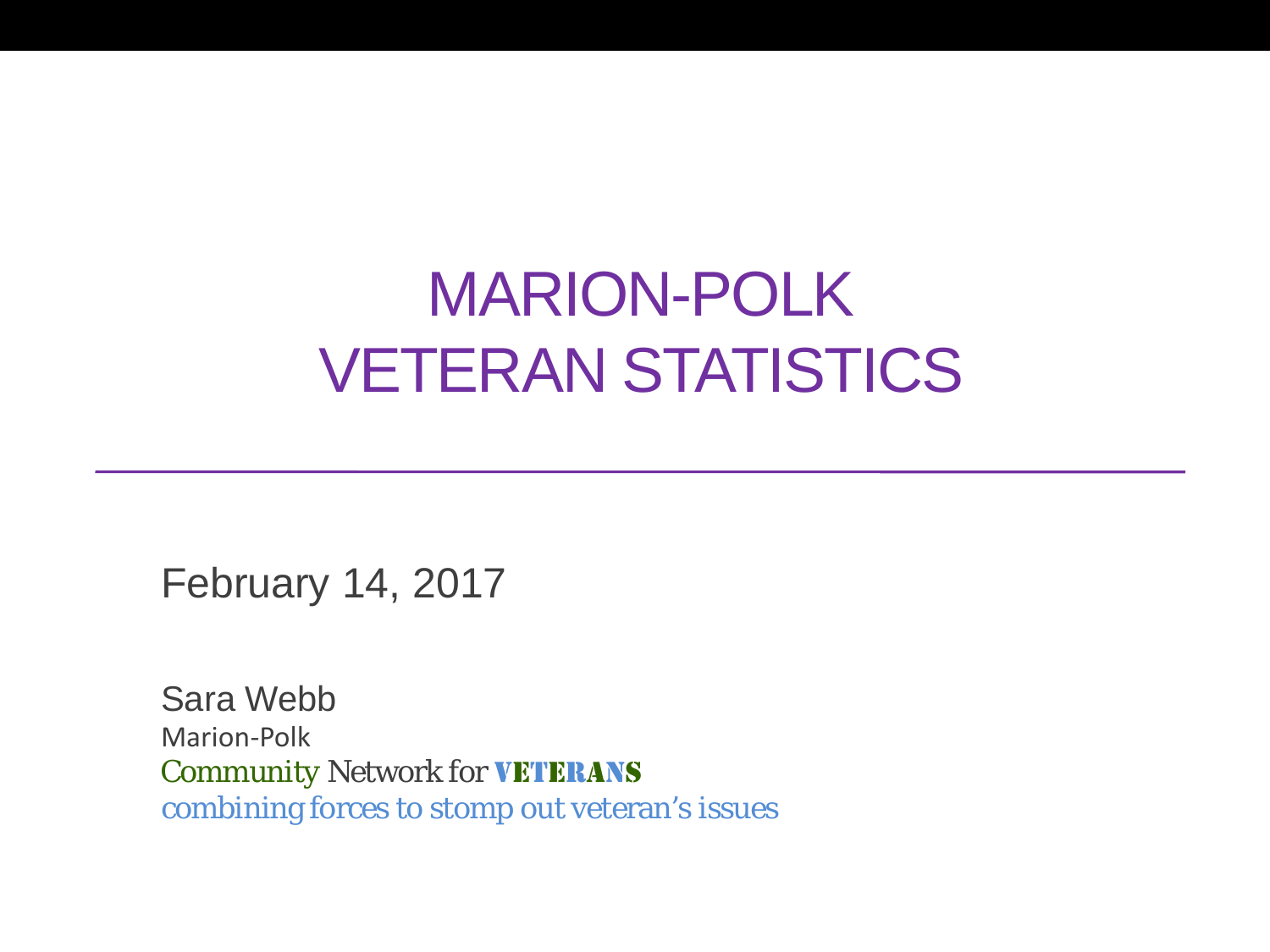# MARION-POLK VETERAN STATISTICS

February 14, 2017

Sara Webb
Marion-Polk
Community Network for VETERANS
combining forces to stomp out veteran's issues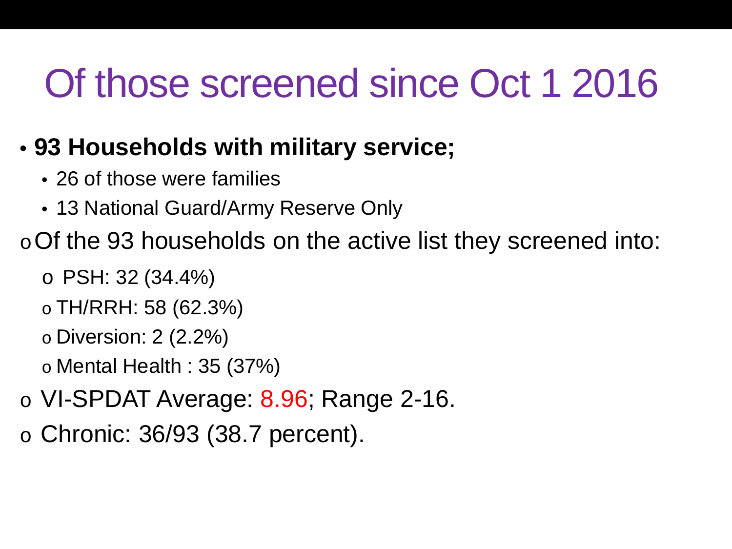# Of those screened since Oct 1 2016

- **93 Households with military service;**
  - 26 of those were families
  - 13 National Guard/Army Reserve Only
- Of the 93 households on the active list they screened into:
  - PSH: 32 (34.4%)
  - TH/RRH: 58 (62.3%)
  - Diversion: 2 (2.2%)
  - Mental Health : 35 (37%)
- VI-SPDAT Average: 8.96; Range 2-16.
- Chronic: 36/93 (38.7 percent).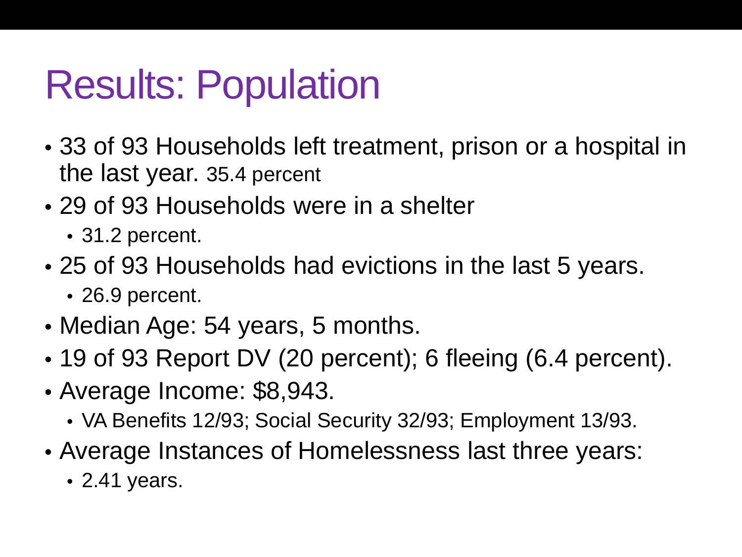# Results: Population

- 33 of 93 Households left treatment, prison or a hospital in the last year. 35.4 percent
- 29 of 93 Households were in a shelter
  - 31.2 percent.
- 25 of 93 Households had evictions in the last 5 years.
  - 26.9 percent.
- Median Age: 54 years, 5 months.
- 19 of 93 Report DV (20 percent); 6 fleeing (6.4 percent).
- Average Income: $8,943.
  - VA Benefits 12/93; Social Security 32/93; Employment 13/93.
- Average Instances of Homelessness last three years:
  - 2.41 years.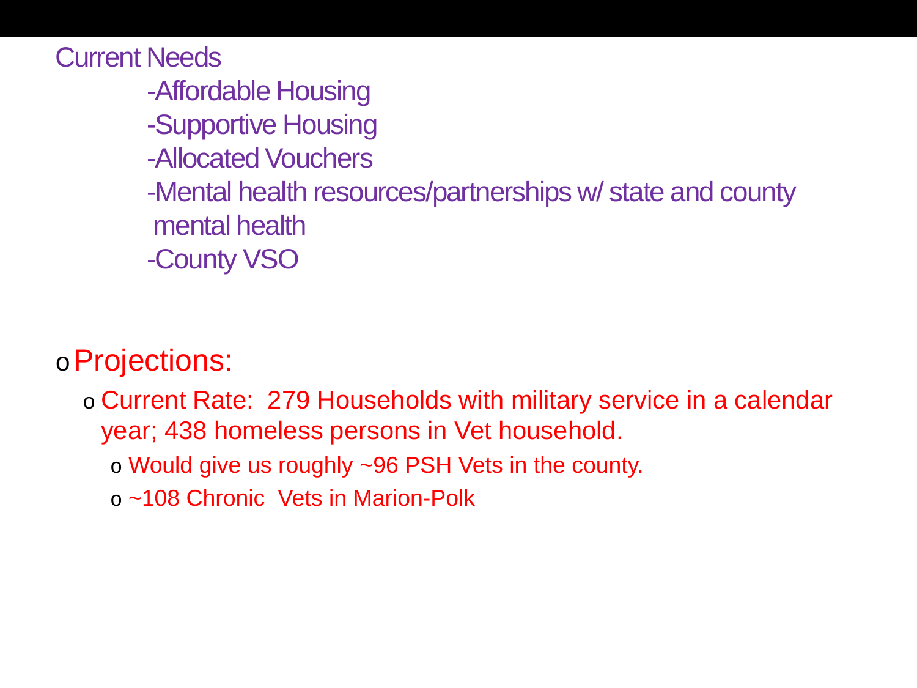Current Needs

- -Affordable Housing
- -Supportive Housing
- -Allocated Vouchers
- -Mental health resources/partnerships w/ state and county mental health
- -County VSO

- Projections:
  - Current Rate: 279 Households with military service in a calendar year; 438 homeless persons in Vet household.
    - Would give us roughly ~96 PSH Vets in the county.
    - ~108 Chronic Vets in Marion-Polk